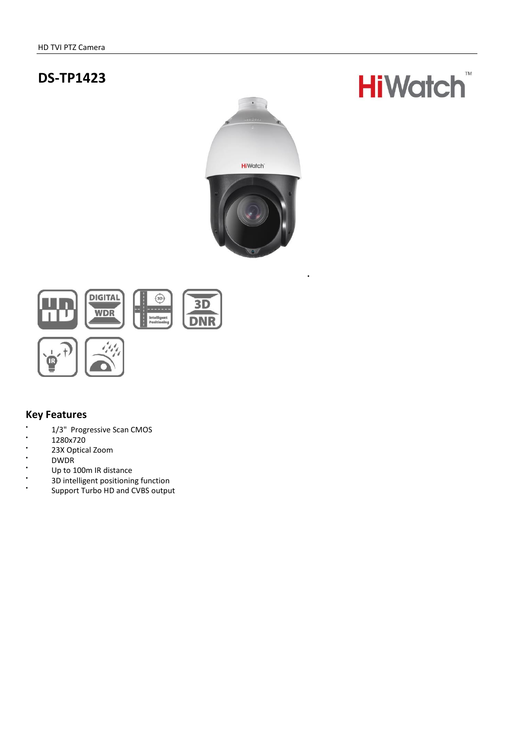HD TVI PTZ Camera

# DS-TP1423

HiWatch™

## Key Features

- 1/3" Progressive Scan CMOS
- 1280x720
- 23X Optical Zoom
- DWDR
- Up to 100m IR distance
- 3D intelligent positioning function
- Support Turbo HD and CVBS output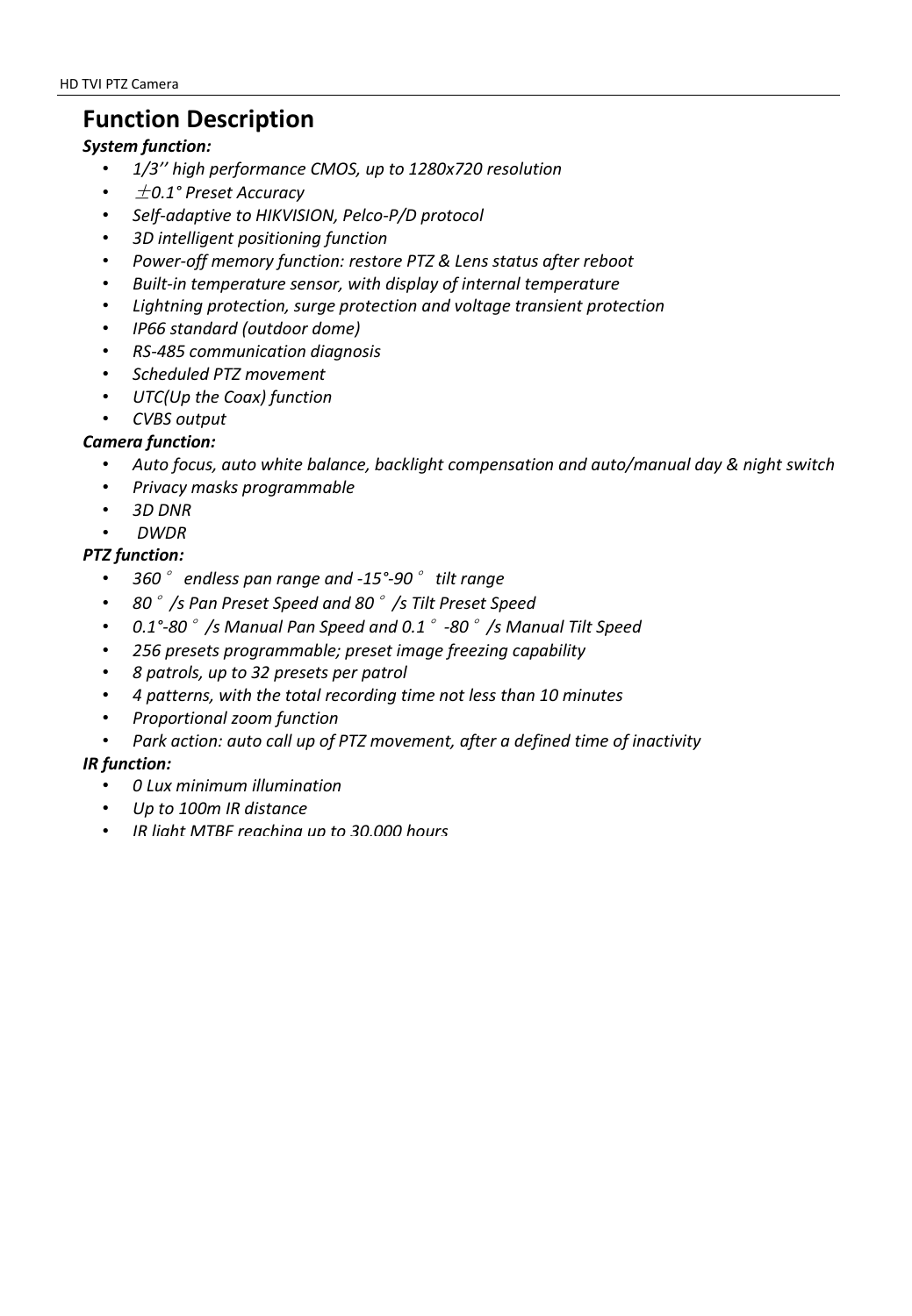# Function Description

***System function:***

- *1/3'' high performance CMOS, up to 1280x720 resolution*
- *±0.1° Preset Accuracy*
- *Self-adaptive to HIKVISION, Pelco-P/D protocol*
- *3D intelligent positioning function*
- *Power-off memory function: restore PTZ & Lens status after reboot*
- *Built-in temperature sensor, with display of internal temperature*
- *Lightning protection, surge protection and voltage transient protection*
- *IP66 standard (outdoor dome)*
- *RS-485 communication diagnosis*
- *Scheduled PTZ movement*
- *UTC(Up the Coax) function*
- *CVBS output*

***Camera function:***

- *Auto focus, auto white balance, backlight compensation and auto/manual day & night switch*
- *Privacy masks programmable*
- *3D DNR*
- *DWDR*

***PTZ function:***

- *360° endless pan range and -15°-90° tilt range*
- *80°/s Pan Preset Speed and 80°/s Tilt Preset Speed*
- *0.1°-80°/s Manual Pan Speed and 0.1°-80°/s Manual Tilt Speed*
- *256 presets programmable; preset image freezing capability*
- *8 patrols, up to 32 presets per patrol*
- *4 patterns, with the total recording time not less than 10 minutes*
- *Proportional zoom function*
- *Park action: auto call up of PTZ movement, after a defined time of inactivity*

***IR function:***

- *0 Lux minimum illumination*
- *Up to 100m IR distance*
- *IR light MTBF reaching up to 30,000 hours*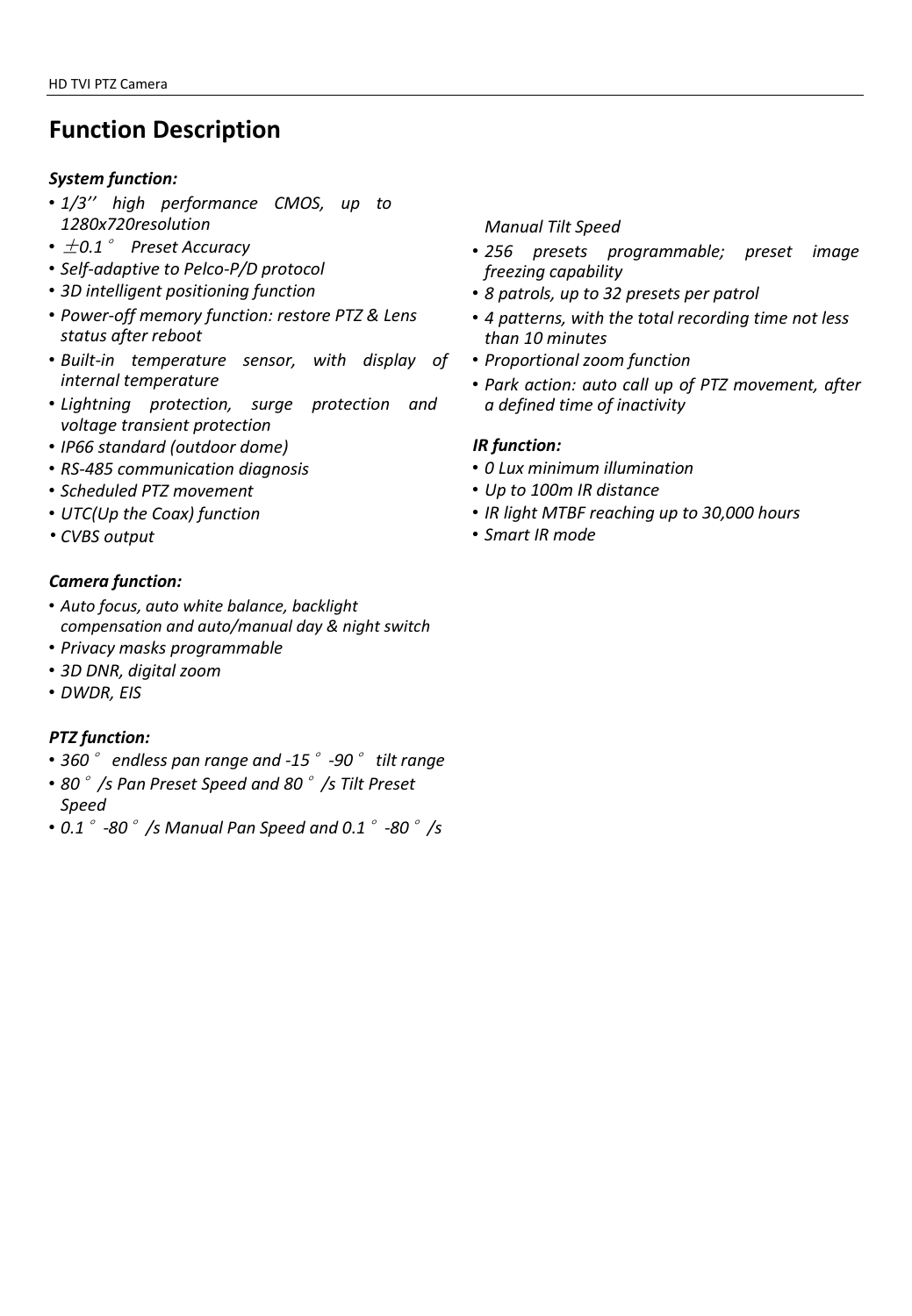# Function Description

***System function:***

- *1/3'' high performance CMOS, up to 1280x720resolution*
- *±0.1° Preset Accuracy*
- *Self-adaptive to Pelco-P/D protocol*
- *3D intelligent positioning function*
- *Power-off memory function: restore PTZ & Lens status after reboot*
- *Built-in temperature sensor, with display of internal temperature*
- *Lightning protection, surge protection and voltage transient protection*
- *IP66 standard (outdoor dome)*
- *RS-485 communication diagnosis*
- *Scheduled PTZ movement*
- *UTC(Up the Coax) function*
- *CVBS output*

***Camera function:***

- *Auto focus, auto white balance, backlight compensation and auto/manual day & night switch*
- *Privacy masks programmable*
- *3D DNR, digital zoom*
- *DWDR, EIS*

***PTZ function:***

- *360° endless pan range and -15°-90° tilt range*
- *80°/s Pan Preset Speed and 80°/s Tilt Preset Speed*
- *0.1°-80°/s Manual Pan Speed and 0.1°-80°/s Manual Tilt Speed*
- *256 presets programmable; preset image freezing capability*
- *8 patrols, up to 32 presets per patrol*
- *4 patterns, with the total recording time not less than 10 minutes*
- *Proportional zoom function*
- *Park action: auto call up of PTZ movement, after a defined time of inactivity*

***IR function:***

- *0 Lux minimum illumination*
- *Up to 100m IR distance*
- *IR light MTBF reaching up to 30,000 hours*
- *Smart IR mode*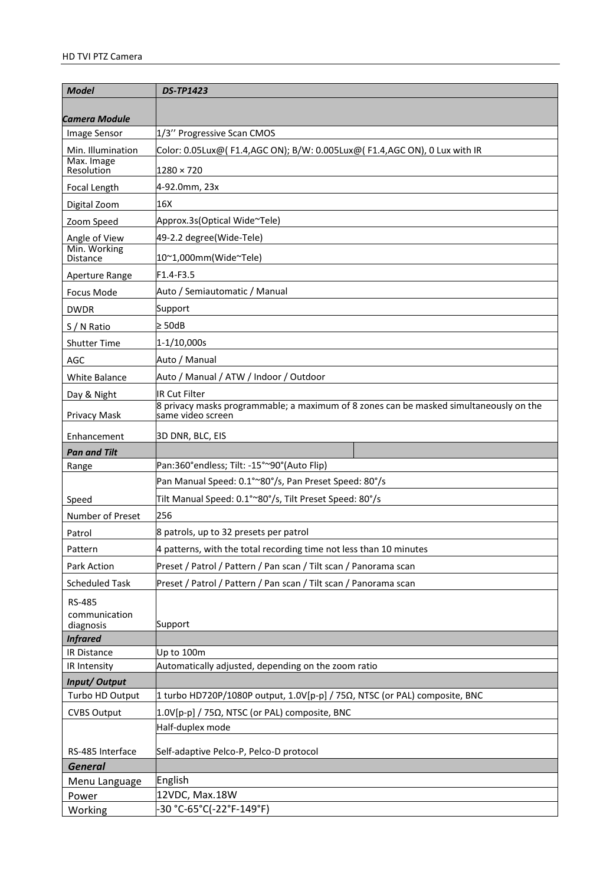| *Model* | *DS-TP1423* |
|---|---|
| ***Camera Module*** | |
| Image Sensor | 1/3'' Progressive Scan CMOS |
| Min. Illumination | Color: 0.05Lux@( F1.4,AGC ON); B/W: 0.005Lux@( F1.4,AGC ON), 0 Lux with IR |
| Max. Image Resolution | 1280 × 720 |
| Focal Length | 4-92.0mm, 23x |
| Digital Zoom | 16X |
| Zoom Speed | Approx.3s(Optical Wide~Tele) |
| Angle of View | 49-2.2 degree(Wide-Tele) |
| Min. Working Distance | 10~1,000mm(Wide~Tele) |
| Aperture Range | F1.4-F3.5 |
| Focus Mode | Auto / Semiautomatic / Manual |
| DWDR | Support |
| S / N Ratio | ≥ 50dB |
| Shutter Time | 1-1/10,000s |
| AGC | Auto / Manual |
| White Balance | Auto / Manual / ATW / Indoor / Outdoor |
| Day & Night | IR Cut Filter |
| Privacy Mask | 8 privacy masks programmable; a maximum of 8 zones can be masked simultaneously on the same video screen |
| Enhancement | 3D DNR, BLC, EIS |
| ***Pan and Tilt*** | |
| Range | Pan:360°endless; Tilt: -15°~90°(Auto Flip) |
| Speed | Pan Manual Speed: 0.1°~80°/s, Pan Preset Speed: 80°/s<br>Tilt Manual Speed: 0.1°~80°/s, Tilt Preset Speed: 80°/s |
| Number of Preset | 256 |
| Patrol | 8 patrols, up to 32 presets per patrol |
| Pattern | 4 patterns, with the total recording time not less than 10 minutes |
| Park Action | Preset / Patrol / Pattern / Pan scan / Tilt scan / Panorama scan |
| Scheduled Task | Preset / Patrol / Pattern / Pan scan / Tilt scan / Panorama scan |
| RS-485 communication diagnosis | Support |
| ***Infrared*** | |
| IR Distance | Up to 100m |
| IR Intensity | Automatically adjusted, depending on the zoom ratio |
| ***Input/ Output*** | |
| Turbo HD Output | 1 turbo HD720P/1080P output, 1.0V[p-p] / 75Ω, NTSC (or PAL) composite, BNC |
| CVBS Output | 1.0V[p-p] / 75Ω, NTSC (or PAL) composite, BNC |
| RS-485 Interface | Half-duplex mode<br>Self-adaptive Pelco-P, Pelco-D protocol |
| ***General*** | |
| Menu Language | English |
| Power | 12VDC, Max.18W |
| Working | -30 °C-65°C(-22°F-149°F) |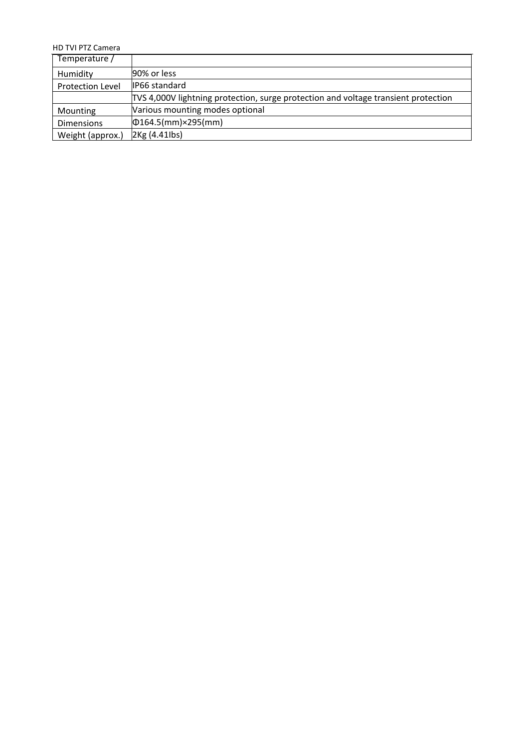| Temperature / | |
|---|---|
| Humidity | 90% or less |
| Protection Level | IP66 standard |
| | TVS 4,000V lightning protection, surge protection and voltage transient protection |
| Mounting | Various mounting modes optional |
| Dimensions | Φ164.5(mm)×295(mm) |
| Weight (approx.) | 2Kg (4.41lbs) |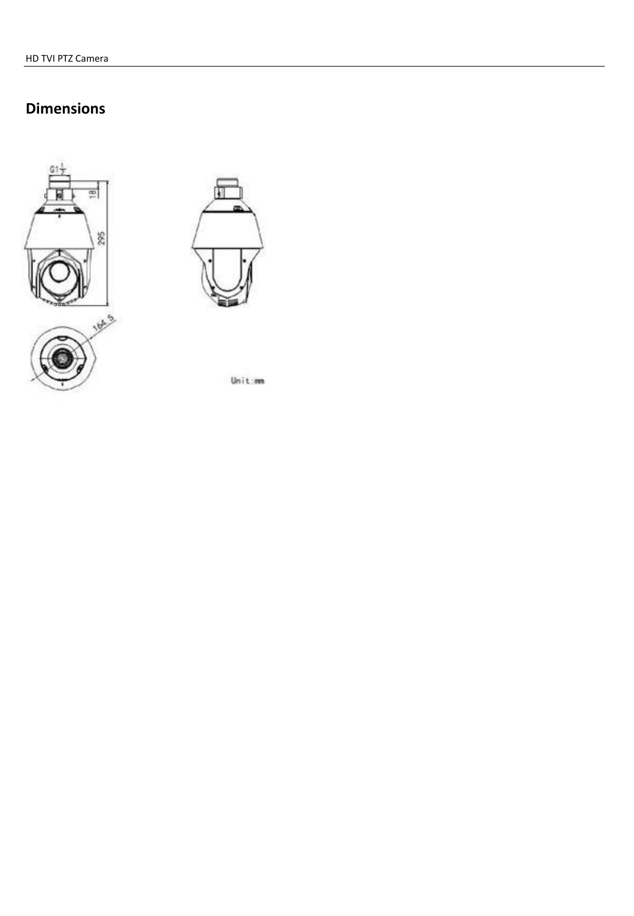## Dimensions

G1½

18

295

164.5

Unit:mm